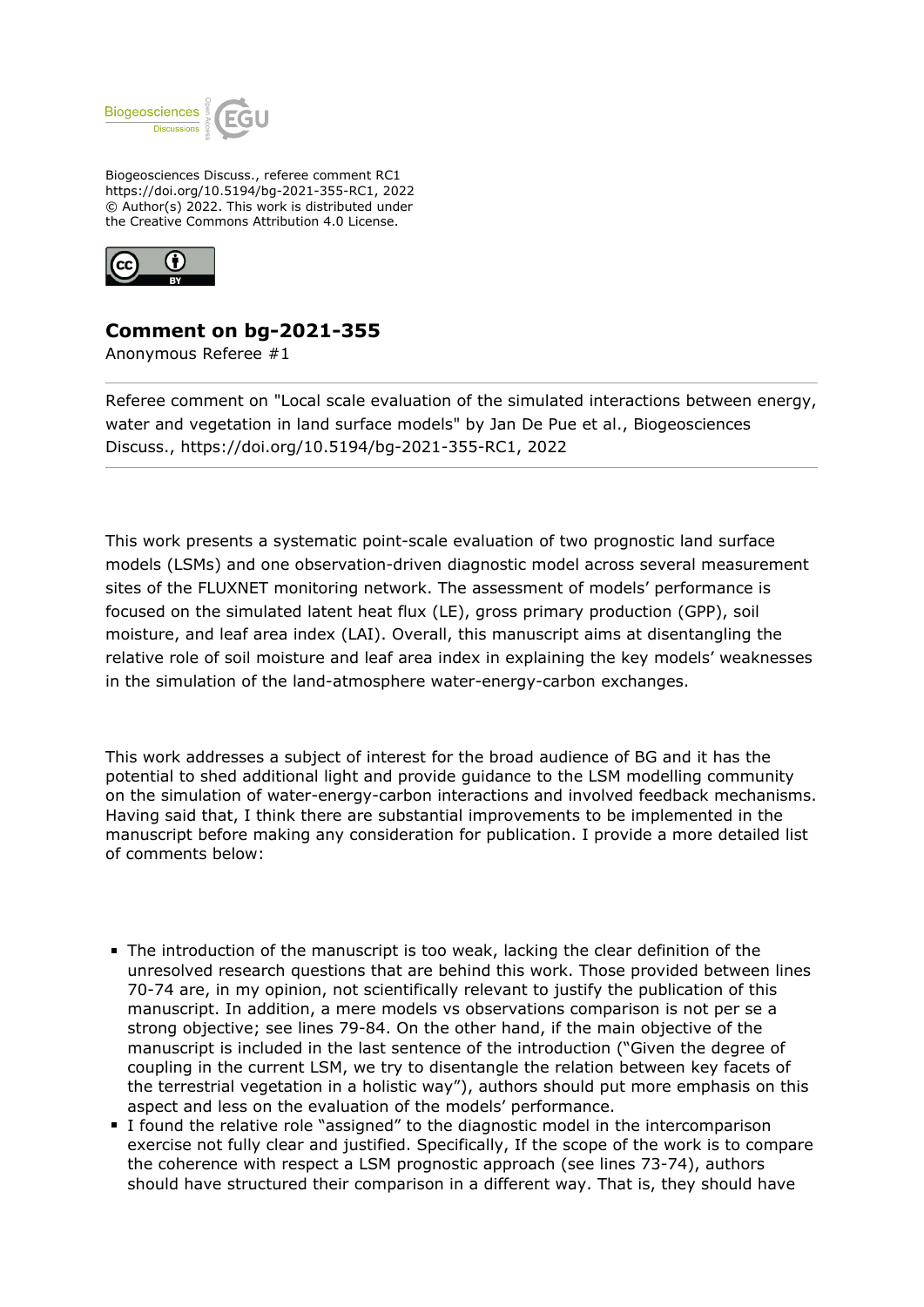Biogeosciences Discuss., referee comment RC1
https://doi.org/10.5194/bg-2021-355-RC1, 2022
© Author(s) 2022. This work is distributed under
the Creative Commons Attribution 4.0 License.

## Comment on bg-2021-355

Anonymous Referee #1

Referee comment on "Local scale evaluation of the simulated interactions between energy, water and vegetation in land surface models" by Jan De Pue et al., Biogeosciences Discuss., https://doi.org/10.5194/bg-2021-355-RC1, 2022

This work presents a systematic point-scale evaluation of two prognostic land surface models (LSMs) and one observation-driven diagnostic model across several measurement sites of the FLUXNET monitoring network. The assessment of models' performance is focused on the simulated latent heat flux (LE), gross primary production (GPP), soil moisture, and leaf area index (LAI). Overall, this manuscript aims at disentangling the relative role of soil moisture and leaf area index in explaining the key models' weaknesses in the simulation of the land-atmosphere water-energy-carbon exchanges.

This work addresses a subject of interest for the broad audience of BG and it has the potential to shed additional light and provide guidance to the LSM modelling community on the simulation of water-energy-carbon interactions and involved feedback mechanisms. Having said that, I think there are substantial improvements to be implemented in the manuscript before making any consideration for publication. I provide a more detailed list of comments below:

- The introduction of the manuscript is too weak, lacking the clear definition of the unresolved research questions that are behind this work. Those provided between lines 70-74 are, in my opinion, not scientifically relevant to justify the publication of this manuscript. In addition, a mere models vs observations comparison is not per se a strong objective; see lines 79-84. On the other hand, if the main objective of the manuscript is included in the last sentence of the introduction ("Given the degree of coupling in the current LSM, we try to disentangle the relation between key facets of the terrestrial vegetation in a holistic way"), authors should put more emphasis on this aspect and less on the evaluation of the models' performance.
- I found the relative role "assigned" to the diagnostic model in the intercomparison exercise not fully clear and justified. Specifically, If the scope of the work is to compare the coherence with respect a LSM prognostic approach (see lines 73-74), authors should have structured their comparison in a different way. That is, they should have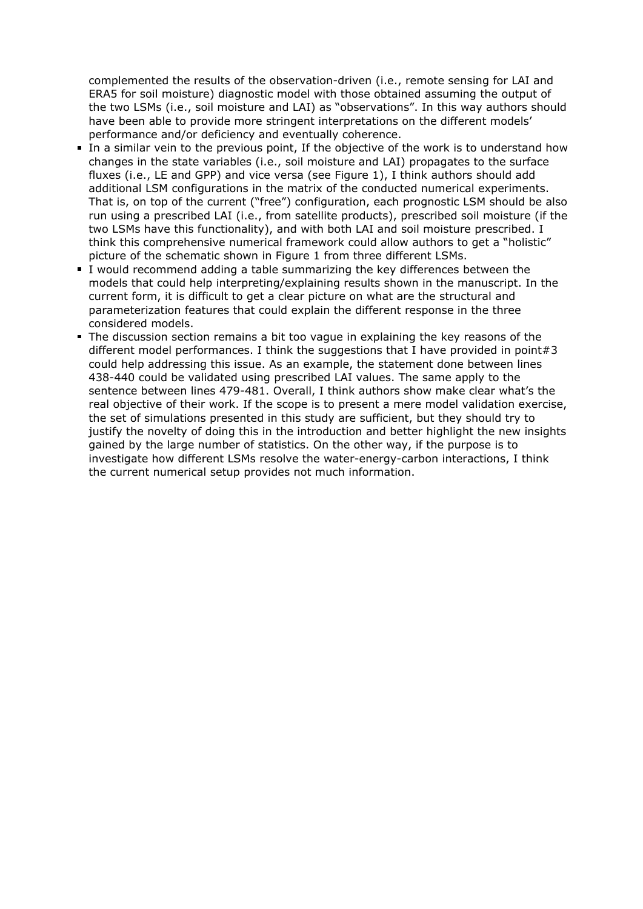complemented the results of the observation-driven (i.e., remote sensing for LAI and ERA5 for soil moisture) diagnostic model with those obtained assuming the output of the two LSMs (i.e., soil moisture and LAI) as "observations". In this way authors should have been able to provide more stringent interpretations on the different models' performance and/or deficiency and eventually coherence.

- In a similar vein to the previous point, If the objective of the work is to understand how changes in the state variables (i.e., soil moisture and LAI) propagates to the surface fluxes (i.e., LE and GPP) and vice versa (see Figure 1), I think authors should add additional LSM configurations in the matrix of the conducted numerical experiments. That is, on top of the current ("free") configuration, each prognostic LSM should be also run using a prescribed LAI (i.e., from satellite products), prescribed soil moisture (if the two LSMs have this functionality), and with both LAI and soil moisture prescribed. I think this comprehensive numerical framework could allow authors to get a "holistic" picture of the schematic shown in Figure 1 from three different LSMs.
- I would recommend adding a table summarizing the key differences between the models that could help interpreting/explaining results shown in the manuscript. In the current form, it is difficult to get a clear picture on what are the structural and parameterization features that could explain the different response in the three considered models.
- The discussion section remains a bit too vague in explaining the key reasons of the different model performances. I think the suggestions that I have provided in point#3 could help addressing this issue. As an example, the statement done between lines 438-440 could be validated using prescribed LAI values. The same apply to the sentence between lines 479-481. Overall, I think authors show make clear what's the real objective of their work. If the scope is to present a mere model validation exercise, the set of simulations presented in this study are sufficient, but they should try to justify the novelty of doing this in the introduction and better highlight the new insights gained by the large number of statistics. On the other way, if the purpose is to investigate how different LSMs resolve the water-energy-carbon interactions, I think the current numerical setup provides not much information.